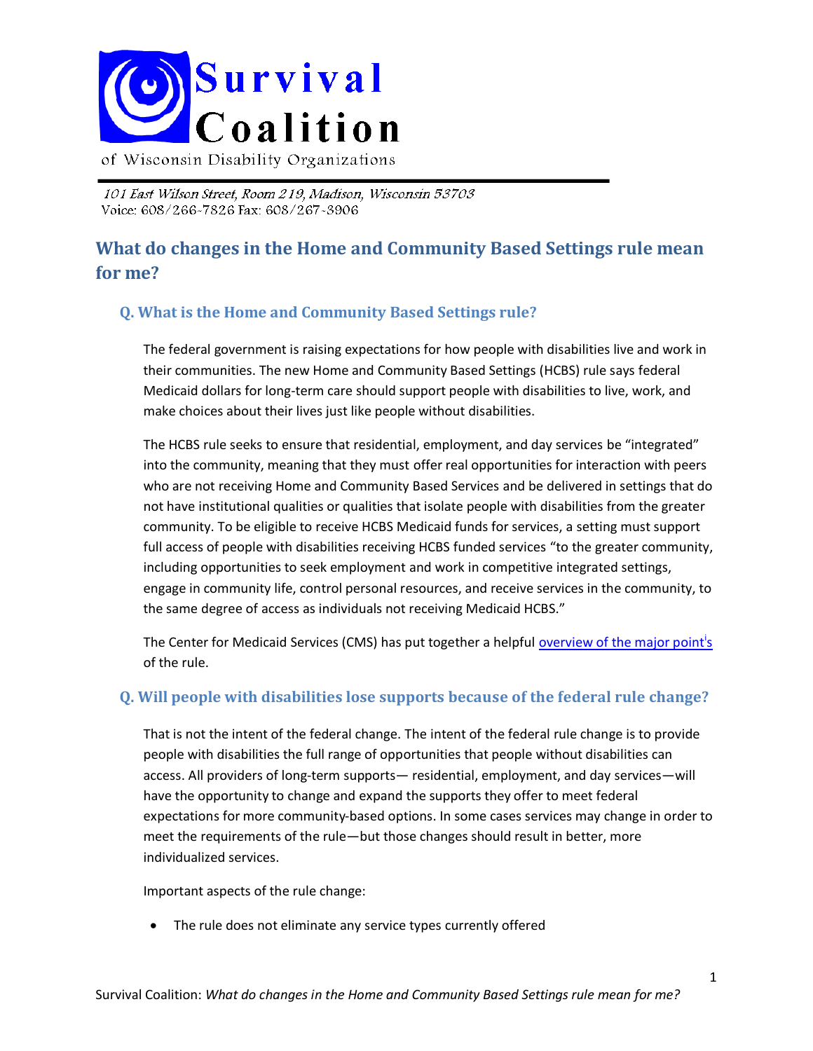Survival Coalition

of Wisconsin Disability Organizations

*101 East Wilson Street, Room 219, Madison, Wisconsin 53703*
Voice: 608/266-7826 Fax: 608/267-3906

# What do changes in the Home and Community Based Settings rule mean for me?

## Q. What is the Home and Community Based Settings rule?

The federal government is raising expectations for how people with disabilities live and work in their communities. The new Home and Community Based Settings (HCBS) rule says federal Medicaid dollars for long-term care should support people with disabilities to live, work, and make choices about their lives just like people without disabilities.

The HCBS rule seeks to ensure that residential, employment, and day services be "integrated" into the community, meaning that they must offer real opportunities for interaction with peers who are not receiving Home and Community Based Services and be delivered in settings that do not have institutional qualities or qualities that isolate people with disabilities from the greater community. To be eligible to receive HCBS Medicaid funds for services, a setting must support full access of people with disabilities receiving HCBS funded services "to the greater community, including opportunities to seek employment and work in competitive integrated settings, engage in community life, control personal resources, and receive services in the community, to the same degree of access as individuals not receiving Medicaid HCBS."

The Center for Medicaid Services (CMS) has put together a helpful overview of the major point[i]s of the rule.

## Q. Will people with disabilities lose supports because of the federal rule change?

That is not the intent of the federal change. The intent of the federal rule change is to provide people with disabilities the full range of opportunities that people without disabilities can access. All providers of long-term supports— residential, employment, and day services—will have the opportunity to change and expand the supports they offer to meet federal expectations for more community-based options. In some cases services may change in order to meet the requirements of the rule—but those changes should result in better, more individualized services.

Important aspects of the rule change:

- The rule does not eliminate any service types currently offered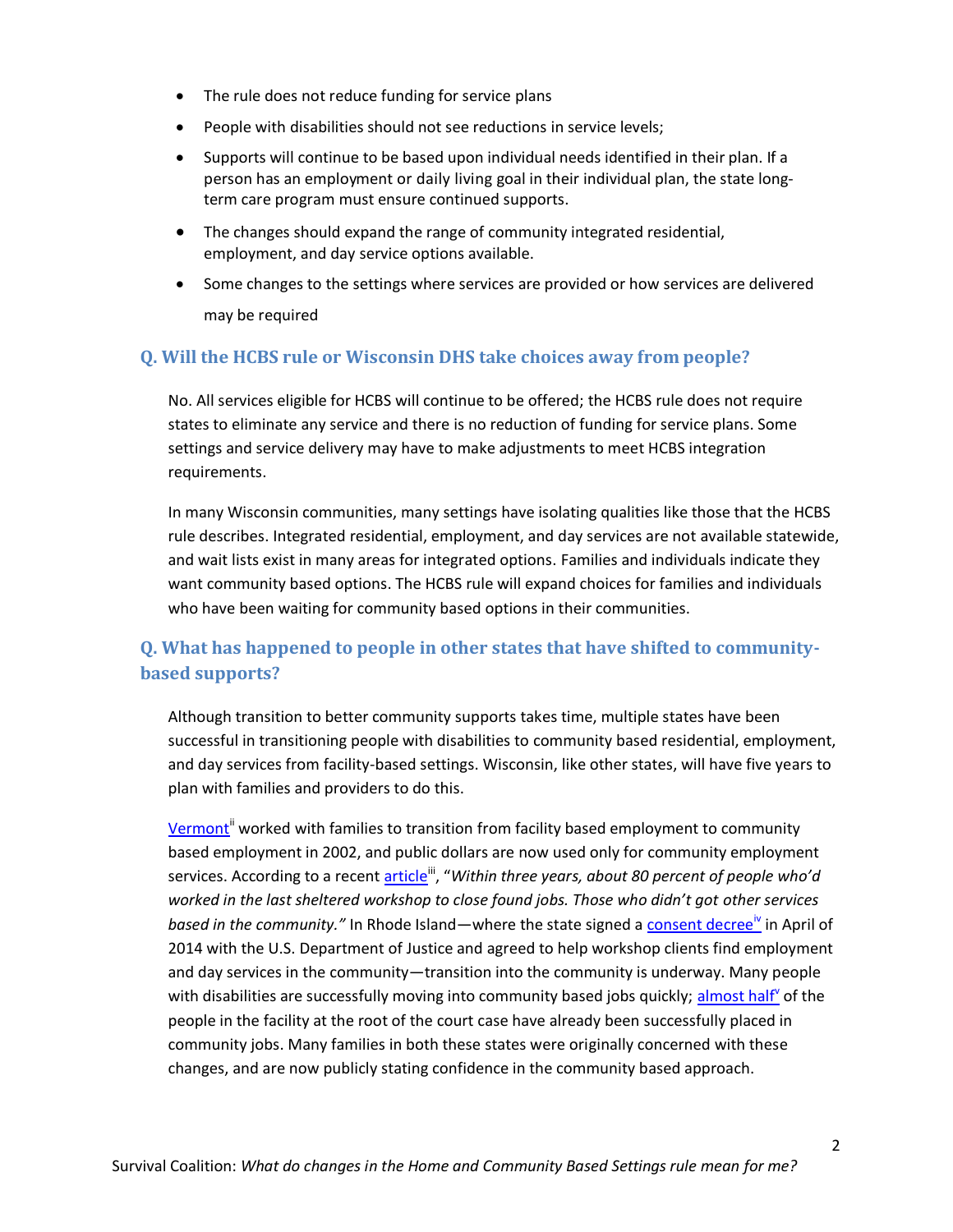- The rule does not reduce funding for service plans
- People with disabilities should not see reductions in service levels;
- Supports will continue to be based upon individual needs identified in their plan. If a person has an employment or daily living goal in their individual plan, the state long-term care program must ensure continued supports.
- The changes should expand the range of community integrated residential, employment, and day service options available.
- Some changes to the settings where services are provided or how services are delivered may be required

## Q. Will the HCBS rule or Wisconsin DHS take choices away from people?

No. All services eligible for HCBS will continue to be offered; the HCBS rule does not require states to eliminate any service and there is no reduction of funding for service plans. Some settings and service delivery may have to make adjustments to meet HCBS integration requirements.

In many Wisconsin communities, many settings have isolating qualities like those that the HCBS rule describes. Integrated residential, employment, and day services are not available statewide, and wait lists exist in many areas for integrated options. Families and individuals indicate they want community based options. The HCBS rule will expand choices for families and individuals who have been waiting for community based options in their communities.

## Q. What has happened to people in other states that have shifted to community-based supports?

Although transition to better community supports takes time, multiple states have been successful in transitioning people with disabilities to community based residential, employment, and day services from facility-based settings. Wisconsin, like other states, will have five years to plan with families and providers to do this.

Vermont[ii] worked with families to transition from facility based employment to community based employment in 2002, and public dollars are now used only for community employment services. According to a recent article[iii], "*Within three years, about 80 percent of people who'd worked in the last sheltered workshop to close found jobs. Those who didn't got other services based in the community.*" In Rhode Island—where the state signed a consent decree[iv] in April of 2014 with the U.S. Department of Justice and agreed to help workshop clients find employment and day services in the community—transition into the community is underway. Many people with disabilities are successfully moving into community based jobs quickly; almost half[v] of the people in the facility at the root of the court case have already been successfully placed in community jobs. Many families in both these states were originally concerned with these changes, and are now publicly stating confidence in the community based approach.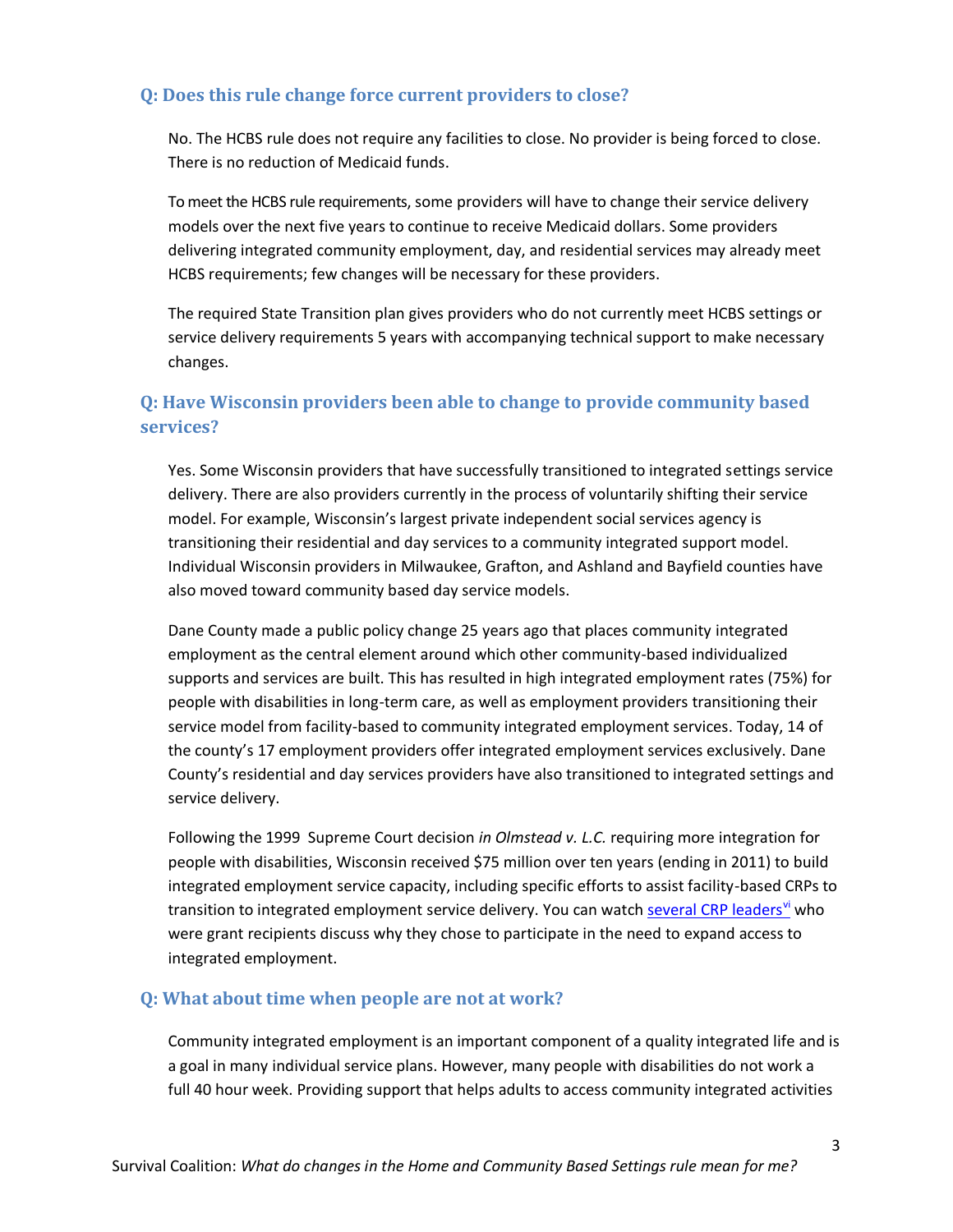### Q: Does this rule change force current providers to close?

No. The HCBS rule does not require any facilities to close. No provider is being forced to close. There is no reduction of Medicaid funds.

To meet the HCBS rule requirements, some providers will have to change their service delivery models over the next five years to continue to receive Medicaid dollars. Some providers delivering integrated community employment, day, and residential services may already meet HCBS requirements; few changes will be necessary for these providers.

The required State Transition plan gives providers who do not currently meet HCBS settings or service delivery requirements 5 years with accompanying technical support to make necessary changes.

### Q: Have Wisconsin providers been able to change to provide community based services?

Yes. Some Wisconsin providers that have successfully transitioned to integrated settings service delivery. There are also providers currently in the process of voluntarily shifting their service model. For example, Wisconsin's largest private independent social services agency is transitioning their residential and day services to a community integrated support model. Individual Wisconsin providers in Milwaukee, Grafton, and Ashland and Bayfield counties have also moved toward community based day service models.

Dane County made a public policy change 25 years ago that places community integrated employment as the central element around which other community-based individualized supports and services are built. This has resulted in high integrated employment rates (75%) for people with disabilities in long-term care, as well as employment providers transitioning their service model from facility-based to community integrated employment services. Today, 14 of the county's 17 employment providers offer integrated employment services exclusively. Dane County's residential and day services providers have also transitioned to integrated settings and service delivery.

Following the 1999 Supreme Court decision *in Olmstead v. L.C.* requiring more integration for people with disabilities, Wisconsin received $75 million over ten years (ending in 2011) to build integrated employment service capacity, including specific efforts to assist facility-based CRPs to transition to integrated employment service delivery. You can watch several CRP leaders[vi] who were grant recipients discuss why they chose to participate in the need to expand access to integrated employment.

### Q: What about time when people are not at work?

Community integrated employment is an important component of a quality integrated life and is a goal in many individual service plans. However, many people with disabilities do not work a full 40 hour week. Providing support that helps adults to access community integrated activities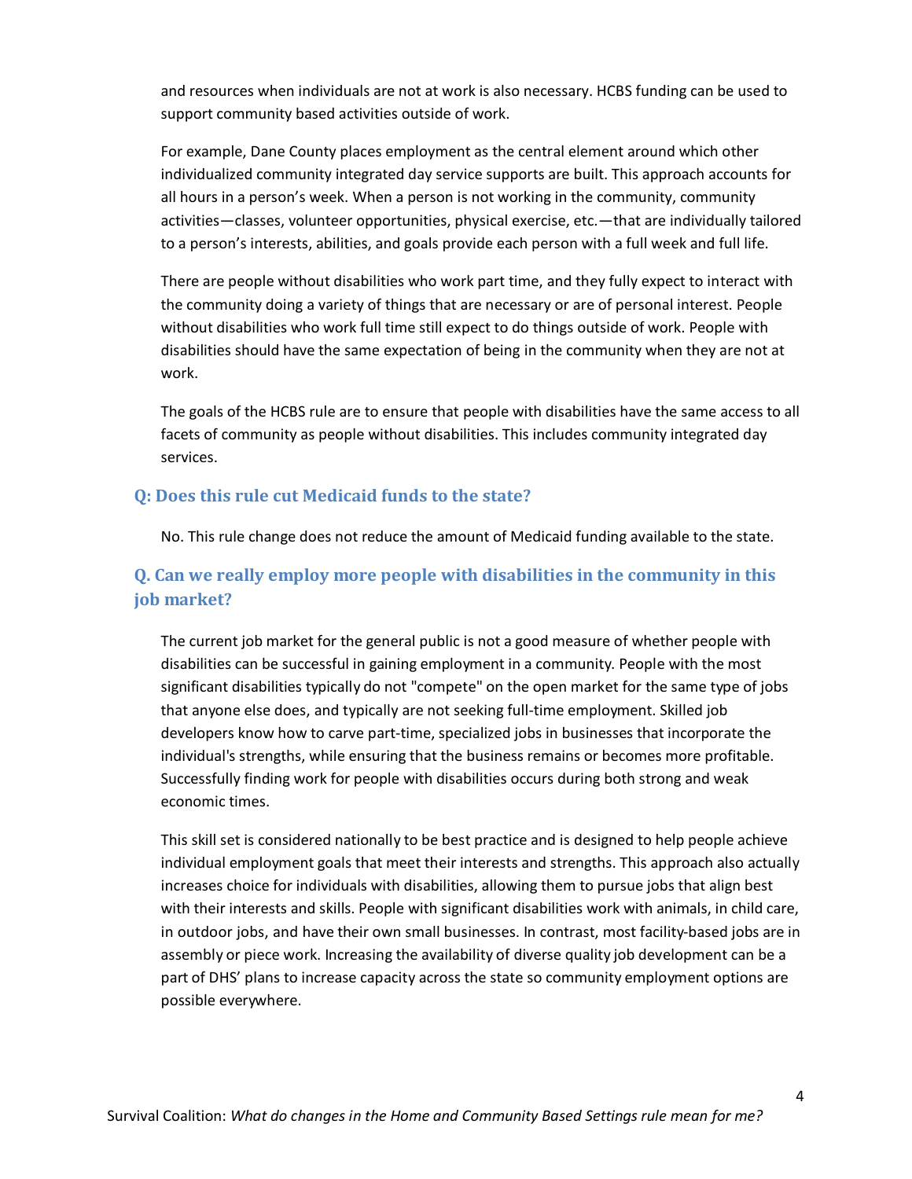and resources when individuals are not at work is also necessary. HCBS funding can be used to support community based activities outside of work.

For example, Dane County places employment as the central element around which other individualized community integrated day service supports are built. This approach accounts for all hours in a person's week. When a person is not working in the community, community activities—classes, volunteer opportunities, physical exercise, etc.—that are individually tailored to a person's interests, abilities, and goals provide each person with a full week and full life.

There are people without disabilities who work part time, and they fully expect to interact with the community doing a variety of things that are necessary or are of personal interest. People without disabilities who work full time still expect to do things outside of work. People with disabilities should have the same expectation of being in the community when they are not at work.

The goals of the HCBS rule are to ensure that people with disabilities have the same access to all facets of community as people without disabilities. This includes community integrated day services.

### Q: Does this rule cut Medicaid funds to the state?

No. This rule change does not reduce the amount of Medicaid funding available to the state.

### Q. Can we really employ more people with disabilities in the community in this job market?

The current job market for the general public is not a good measure of whether people with disabilities can be successful in gaining employment in a community. People with the most significant disabilities typically do not "compete" on the open market for the same type of jobs that anyone else does, and typically are not seeking full-time employment. Skilled job developers know how to carve part-time, specialized jobs in businesses that incorporate the individual's strengths, while ensuring that the business remains or becomes more profitable. Successfully finding work for people with disabilities occurs during both strong and weak economic times.

This skill set is considered nationally to be best practice and is designed to help people achieve individual employment goals that meet their interests and strengths. This approach also actually increases choice for individuals with disabilities, allowing them to pursue jobs that align best with their interests and skills. People with significant disabilities work with animals, in child care, in outdoor jobs, and have their own small businesses. In contrast, most facility-based jobs are in assembly or piece work. Increasing the availability of diverse quality job development can be a part of DHS' plans to increase capacity across the state so community employment options are possible everywhere.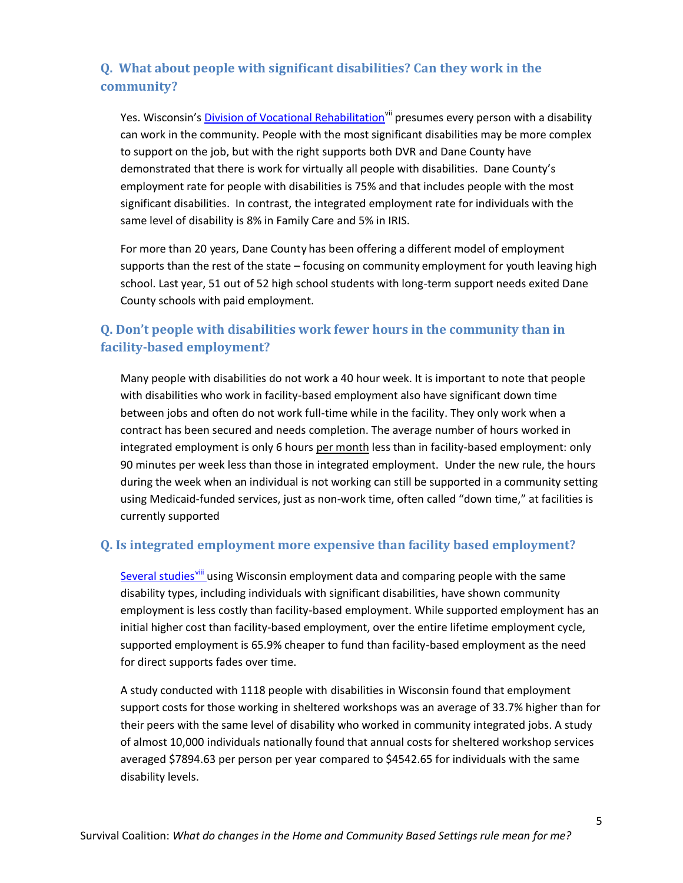## Q. What about people with significant disabilities? Can they work in the community?

Yes. Wisconsin's Division of Vocational Rehabilitation[vii] presumes every person with a disability can work in the community. People with the most significant disabilities may be more complex to support on the job, but with the right supports both DVR and Dane County have demonstrated that there is work for virtually all people with disabilities. Dane County's employment rate for people with disabilities is 75% and that includes people with the most significant disabilities. In contrast, the integrated employment rate for individuals with the same level of disability is 8% in Family Care and 5% in IRIS.

For more than 20 years, Dane County has been offering a different model of employment supports than the rest of the state – focusing on community employment for youth leaving high school. Last year, 51 out of 52 high school students with long-term support needs exited Dane County schools with paid employment.

## Q. Don't people with disabilities work fewer hours in the community than in facility-based employment?

Many people with disabilities do not work a 40 hour week. It is important to note that people with disabilities who work in facility-based employment also have significant down time between jobs and often do not work full-time while in the facility. They only work when a contract has been secured and needs completion. The average number of hours worked in integrated employment is only 6 hours per month less than in facility-based employment: only 90 minutes per week less than those in integrated employment. Under the new rule, the hours during the week when an individual is not working can still be supported in a community setting using Medicaid-funded services, just as non-work time, often called "down time," at facilities is currently supported

## Q. Is integrated employment more expensive than facility based employment?

Several studies[viii] using Wisconsin employment data and comparing people with the same disability types, including individuals with significant disabilities, have shown community employment is less costly than facility-based employment. While supported employment has an initial higher cost than facility-based employment, over the entire lifetime employment cycle, supported employment is 65.9% cheaper to fund than facility-based employment as the need for direct supports fades over time.

A study conducted with 1118 people with disabilities in Wisconsin found that employment support costs for those working in sheltered workshops was an average of 33.7% higher than for their peers with the same level of disability who worked in community integrated jobs. A study of almost 10,000 individuals nationally found that annual costs for sheltered workshop services averaged $7894.63 per person per year compared to $4542.65 for individuals with the same disability levels.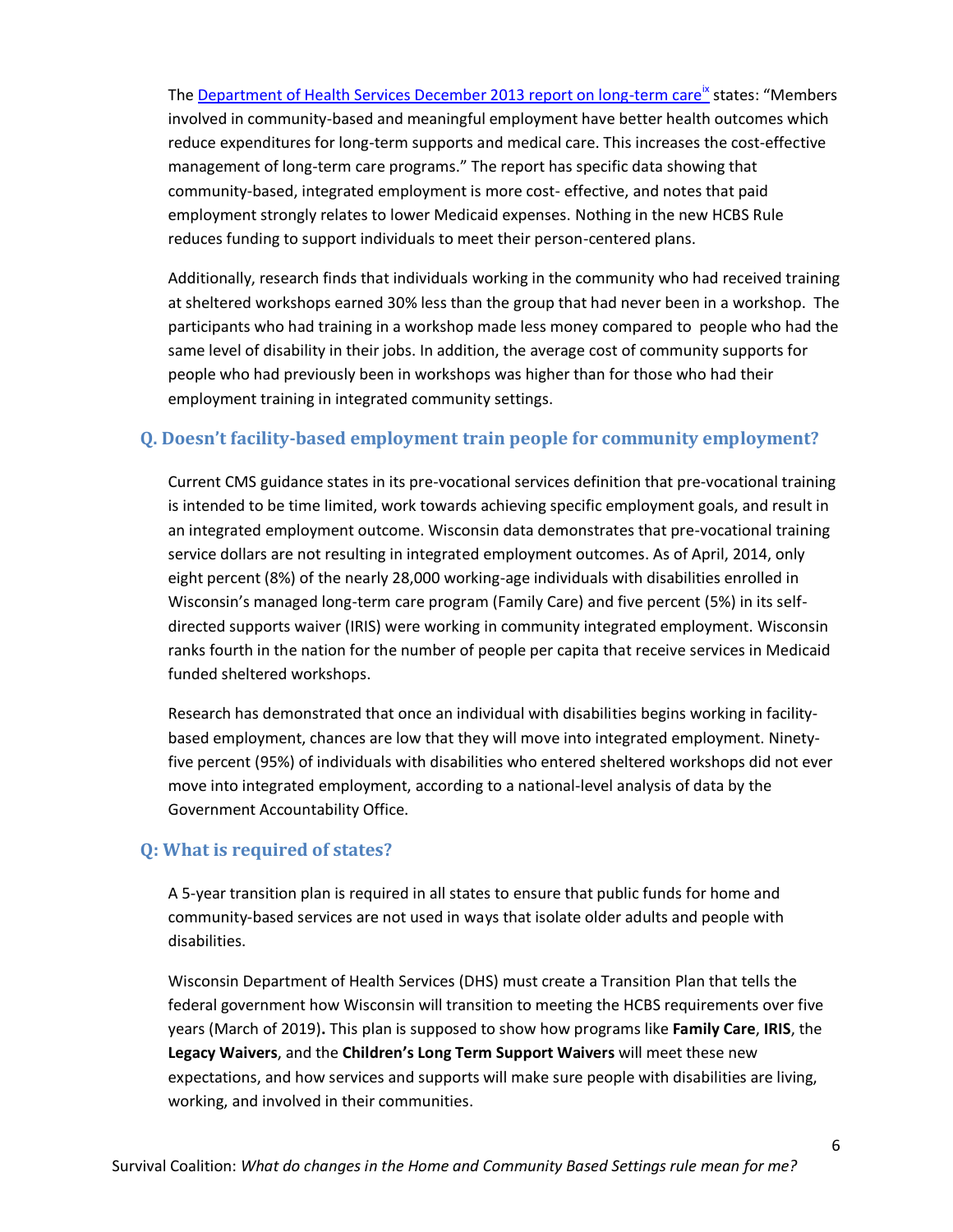The Department of Health Services December 2013 report on long-term care[ix] states: "Members involved in community-based and meaningful employment have better health outcomes which reduce expenditures for long-term supports and medical care. This increases the cost-effective management of long-term care programs." The report has specific data showing that community-based, integrated employment is more cost- effective, and notes that paid employment strongly relates to lower Medicaid expenses. Nothing in the new HCBS Rule reduces funding to support individuals to meet their person-centered plans.

Additionally, research finds that individuals working in the community who had received training at sheltered workshops earned 30% less than the group that had never been in a workshop. The participants who had training in a workshop made less money compared to people who had the same level of disability in their jobs. In addition, the average cost of community supports for people who had previously been in workshops was higher than for those who had their employment training in integrated community settings.

## Q. Doesn't facility-based employment train people for community employment?

Current CMS guidance states in its pre-vocational services definition that pre-vocational training is intended to be time limited, work towards achieving specific employment goals, and result in an integrated employment outcome. Wisconsin data demonstrates that pre-vocational training service dollars are not resulting in integrated employment outcomes. As of April, 2014, only eight percent (8%) of the nearly 28,000 working-age individuals with disabilities enrolled in Wisconsin's managed long-term care program (Family Care) and five percent (5%) in its self-directed supports waiver (IRIS) were working in community integrated employment. Wisconsin ranks fourth in the nation for the number of people per capita that receive services in Medicaid funded sheltered workshops.

Research has demonstrated that once an individual with disabilities begins working in facility-based employment, chances are low that they will move into integrated employment. Ninety-five percent (95%) of individuals with disabilities who entered sheltered workshops did not ever move into integrated employment, according to a national-level analysis of data by the Government Accountability Office.

## Q: What is required of states?

A 5-year transition plan is required in all states to ensure that public funds for home and community-based services are not used in ways that isolate older adults and people with disabilities.

Wisconsin Department of Health Services (DHS) must create a Transition Plan that tells the federal government how Wisconsin will transition to meeting the HCBS requirements over five years (March of 2019)**.** This plan is supposed to show how programs like **Family Care**, **IRIS**, the **Legacy Waivers**, and the **Children's Long Term Support Waivers** will meet these new expectations, and how services and supports will make sure people with disabilities are living, working, and involved in their communities.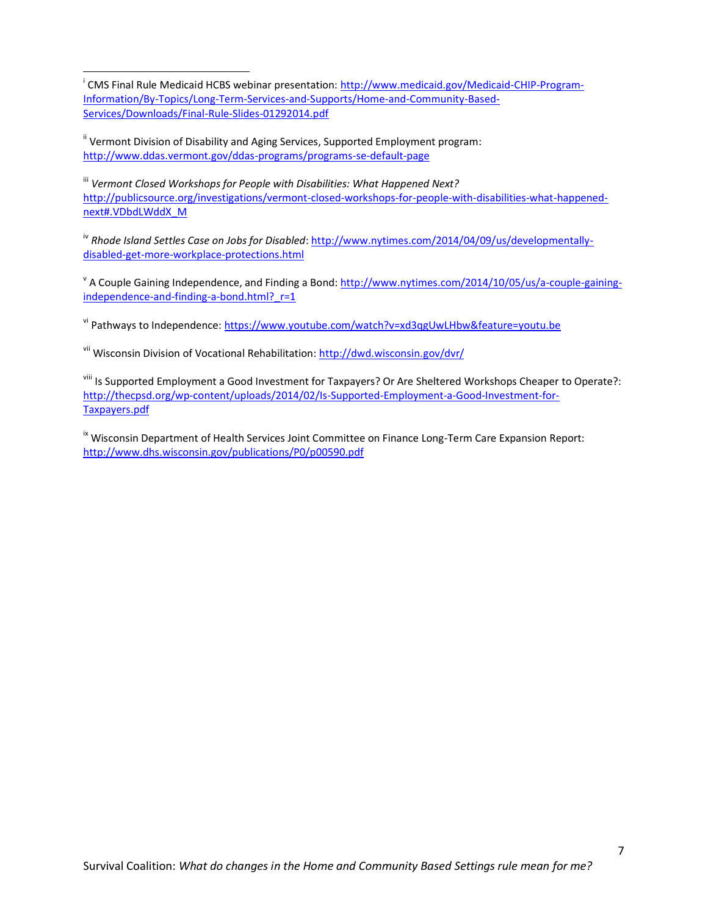[i] CMS Final Rule Medicaid HCBS webinar presentation: http://www.medicaid.gov/Medicaid-CHIP-Program-Information/By-Topics/Long-Term-Services-and-Supports/Home-and-Community-Based-Services/Downloads/Final-Rule-Slides-01292014.pdf

[ii] Vermont Division of Disability and Aging Services, Supported Employment program: http://www.ddas.vermont.gov/ddas-programs/programs-se-default-page

[iii] *Vermont Closed Workshops for People with Disabilities: What Happened Next?* http://publicsource.org/investigations/vermont-closed-workshops-for-people-with-disabilities-what-happened-next#.VDbdLWddX_M

[iv] *Rhode Island Settles Case on Jobs for Disabled*: http://www.nytimes.com/2014/04/09/us/developmentally-disabled-get-more-workplace-protections.html

[v] A Couple Gaining Independence, and Finding a Bond: http://www.nytimes.com/2014/10/05/us/a-couple-gaining-independence-and-finding-a-bond.html?_r=1

[vi] Pathways to Independence: https://www.youtube.com/watch?v=xd3qgUwLHbw&feature=youtu.be

[vii] Wisconsin Division of Vocational Rehabilitation: http://dwd.wisconsin.gov/dvr/

[viii] Is Supported Employment a Good Investment for Taxpayers? Or Are Sheltered Workshops Cheaper to Operate?: http://thecpsd.org/wp-content/uploads/2014/02/Is-Supported-Employment-a-Good-Investment-for-Taxpayers.pdf

[ix] Wisconsin Department of Health Services Joint Committee on Finance Long-Term Care Expansion Report: http://www.dhs.wisconsin.gov/publications/P0/p00590.pdf